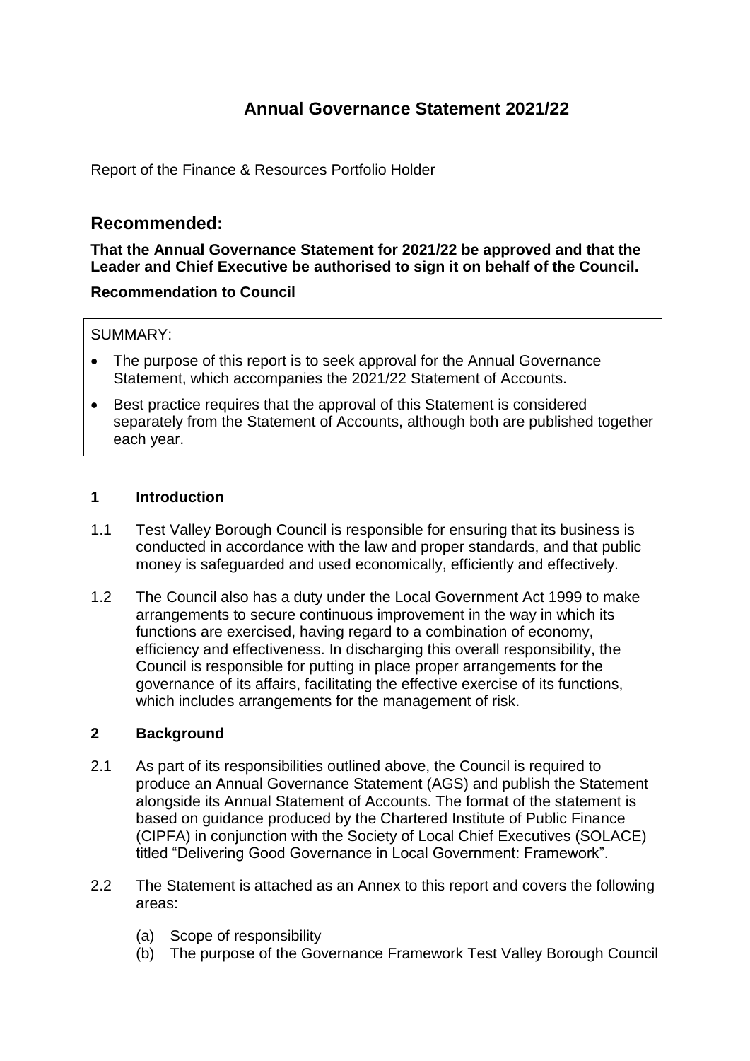# Annual Governance Statement 2021/22

Report of the Finance & Resources Portfolio Holder

## Recommended:

**That the Annual Governance Statement for 2021/22 be approved and that the Leader and Chief Executive be authorised to sign it on behalf of the Council.**

**Recommendation to Council**

SUMMARY:

- The purpose of this report is to seek approval for the Annual Governance Statement, which accompanies the 2021/22 Statement of Accounts.
- Best practice requires that the approval of this Statement is considered separately from the Statement of Accounts, although both are published together each year.

### 1 Introduction

1.1 Test Valley Borough Council is responsible for ensuring that its business is conducted in accordance with the law and proper standards, and that public money is safeguarded and used economically, efficiently and effectively.

1.2 The Council also has a duty under the Local Government Act 1999 to make arrangements to secure continuous improvement in the way in which its functions are exercised, having regard to a combination of economy, efficiency and effectiveness. In discharging this overall responsibility, the Council is responsible for putting in place proper arrangements for the governance of its affairs, facilitating the effective exercise of its functions, which includes arrangements for the management of risk.

### 2 Background

2.1 As part of its responsibilities outlined above, the Council is required to produce an Annual Governance Statement (AGS) and publish the Statement alongside its Annual Statement of Accounts. The format of the statement is based on guidance produced by the Chartered Institute of Public Finance (CIPFA) in conjunction with the Society of Local Chief Executives (SOLACE) titled "Delivering Good Governance in Local Government: Framework".

2.2 The Statement is attached as an Annex to this report and covers the following areas:

(a) Scope of responsibility
(b) The purpose of the Governance Framework Test Valley Borough Council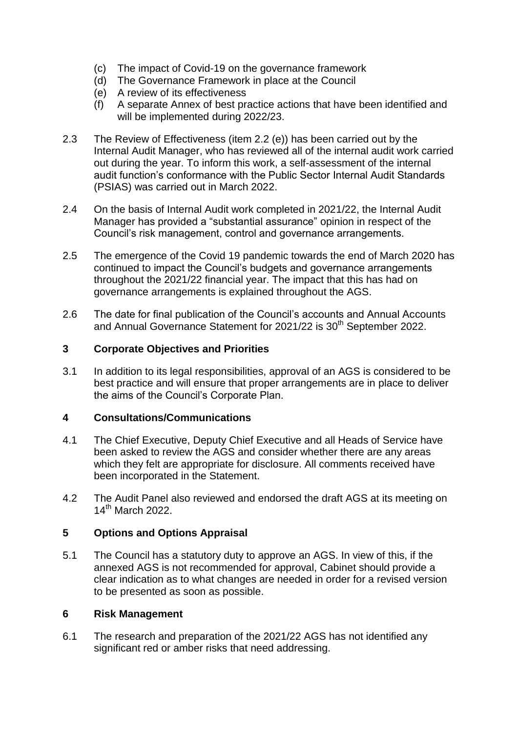- (c) The impact of Covid-19 on the governance framework
- (d) The Governance Framework in place at the Council
- (e) A review of its effectiveness
- (f) A separate Annex of best practice actions that have been identified and will be implemented during 2022/23.

2.3 The Review of Effectiveness (item 2.2 (e)) has been carried out by the Internal Audit Manager, who has reviewed all of the internal audit work carried out during the year. To inform this work, a self-assessment of the internal audit function's conformance with the Public Sector Internal Audit Standards (PSIAS) was carried out in March 2022.

2.4 On the basis of Internal Audit work completed in 2021/22, the Internal Audit Manager has provided a "substantial assurance" opinion in respect of the Council's risk management, control and governance arrangements.

2.5 The emergence of the Covid 19 pandemic towards the end of March 2020 has continued to impact the Council's budgets and governance arrangements throughout the 2021/22 financial year. The impact that this has had on governance arrangements is explained throughout the AGS.

2.6 The date for final publication of the Council's accounts and Annual Accounts and Annual Governance Statement for 2021/22 is 30th September 2022.

## 3 Corporate Objectives and Priorities

3.1 In addition to its legal responsibilities, approval of an AGS is considered to be best practice and will ensure that proper arrangements are in place to deliver the aims of the Council's Corporate Plan.

## 4 Consultations/Communications

4.1 The Chief Executive, Deputy Chief Executive and all Heads of Service have been asked to review the AGS and consider whether there are any areas which they felt are appropriate for disclosure. All comments received have been incorporated in the Statement.

4.2 The Audit Panel also reviewed and endorsed the draft AGS at its meeting on 14th March 2022.

## 5 Options and Options Appraisal

5.1 The Council has a statutory duty to approve an AGS. In view of this, if the annexed AGS is not recommended for approval, Cabinet should provide a clear indication as to what changes are needed in order for a revised version to be presented as soon as possible.

## 6 Risk Management

6.1 The research and preparation of the 2021/22 AGS has not identified any significant red or amber risks that need addressing.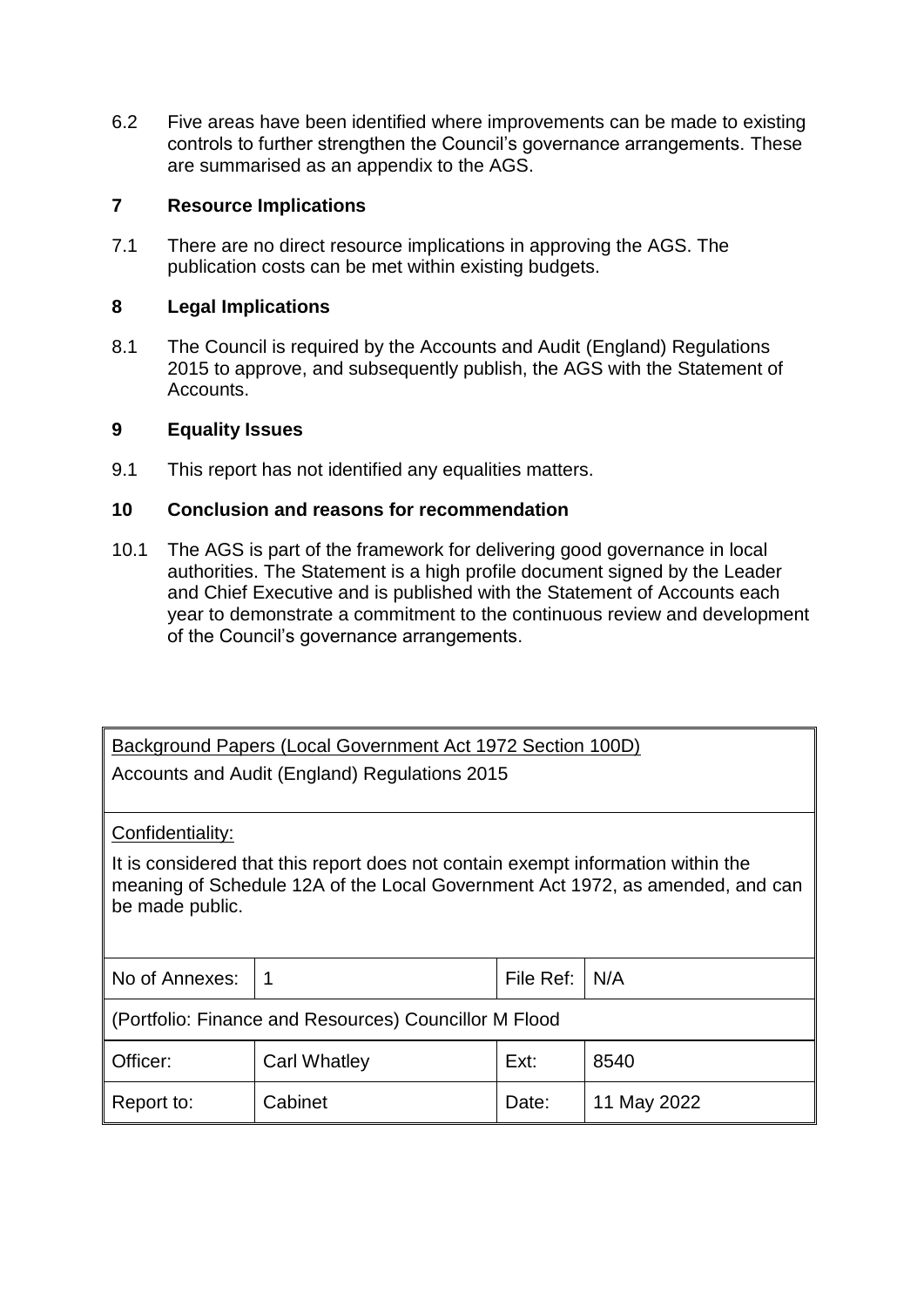6.2 Five areas have been identified where improvements can be made to existing controls to further strengthen the Council's governance arrangements. These are summarised as an appendix to the AGS.

## 7 Resource Implications

7.1 There are no direct resource implications in approving the AGS. The publication costs can be met within existing budgets.

## 8 Legal Implications

8.1 The Council is required by the Accounts and Audit (England) Regulations 2015 to approve, and subsequently publish, the AGS with the Statement of Accounts.

## 9 Equality Issues

9.1 This report has not identified any equalities matters.

## 10 Conclusion and reasons for recommendation

10.1 The AGS is part of the framework for delivering good governance in local authorities. The Statement is a high profile document signed by the Leader and Chief Executive and is published with the Statement of Accounts each year to demonstrate a commitment to the continuous review and development of the Council's governance arrangements.

| | | | |
|---|---|---|---|
| Background Papers (Local Government Act 1972 Section 100D)<br>Accounts and Audit (England) Regulations 2015 | | | |
| Confidentiality:<br>It is considered that this report does not contain exempt information within the meaning of Schedule 12A of the Local Government Act 1972, as amended, and can be made public. | | | |
| No of Annexes: | 1 | File Ref: | N/A |
| (Portfolio: Finance and Resources) Councillor M Flood | | | |
| Officer: | Carl Whatley | Ext: | 8540 |
| Report to: | Cabinet | Date: | 11 May 2022 |